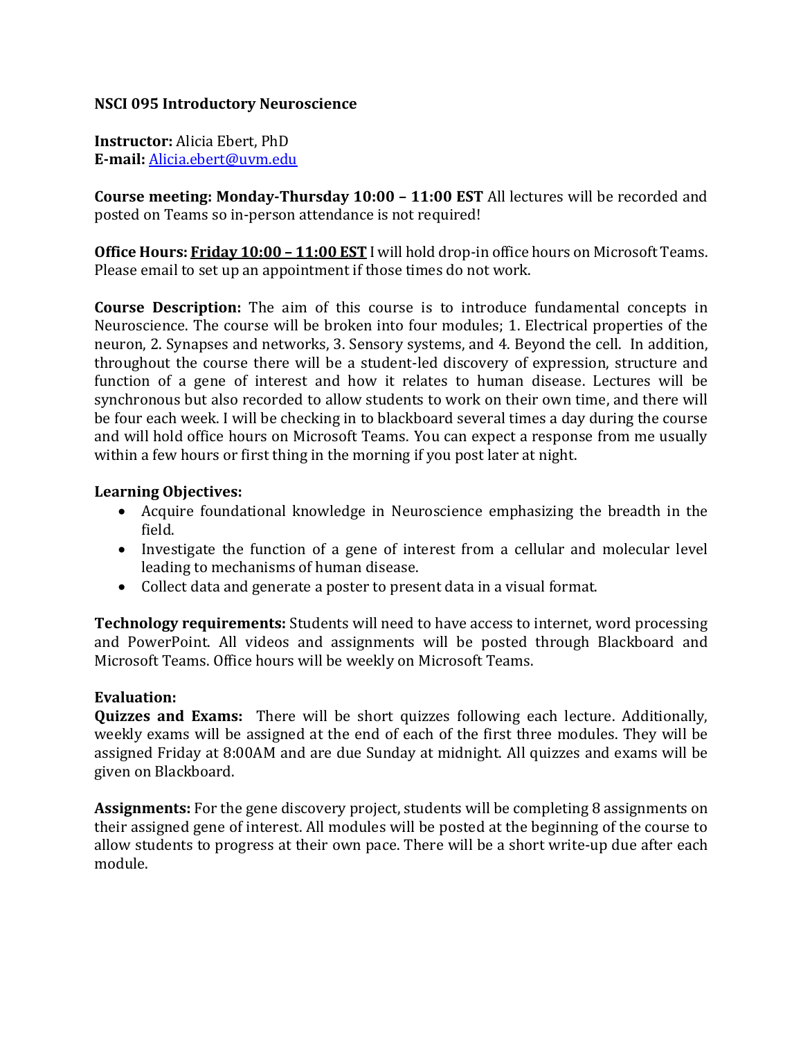# NSCI 095 Introductory Neuroscience

**Instructor:** Alicia Ebert, PhD
**E-mail:** Alicia.ebert@uvm.edu

**Course meeting: Monday-Thursday 10:00 – 11:00 EST** All lectures will be recorded and posted on Teams so in-person attendance is not required!

**Office Hours: Friday 10:00 – 11:00 EST** I will hold drop-in office hours on Microsoft Teams. Please email to set up an appointment if those times do not work.

**Course Description:** The aim of this course is to introduce fundamental concepts in Neuroscience. The course will be broken into four modules; 1. Electrical properties of the neuron, 2. Synapses and networks, 3. Sensory systems, and 4. Beyond the cell. In addition, throughout the course there will be a student-led discovery of expression, structure and function of a gene of interest and how it relates to human disease. Lectures will be synchronous but also recorded to allow students to work on their own time, and there will be four each week. I will be checking in to blackboard several times a day during the course and will hold office hours on Microsoft Teams. You can expect a response from me usually within a few hours or first thing in the morning if you post later at night.

**Learning Objectives:**

- Acquire foundational knowledge in Neuroscience emphasizing the breadth in the field.
- Investigate the function of a gene of interest from a cellular and molecular level leading to mechanisms of human disease.
- Collect data and generate a poster to present data in a visual format.

**Technology requirements:** Students will need to have access to internet, word processing and PowerPoint. All videos and assignments will be posted through Blackboard and Microsoft Teams. Office hours will be weekly on Microsoft Teams.

**Evaluation:**

**Quizzes and Exams:** There will be short quizzes following each lecture. Additionally, weekly exams will be assigned at the end of each of the first three modules. They will be assigned Friday at 8:00AM and are due Sunday at midnight. All quizzes and exams will be given on Blackboard.

**Assignments:** For the gene discovery project, students will be completing 8 assignments on their assigned gene of interest. All modules will be posted at the beginning of the course to allow students to progress at their own pace. There will be a short write-up due after each module.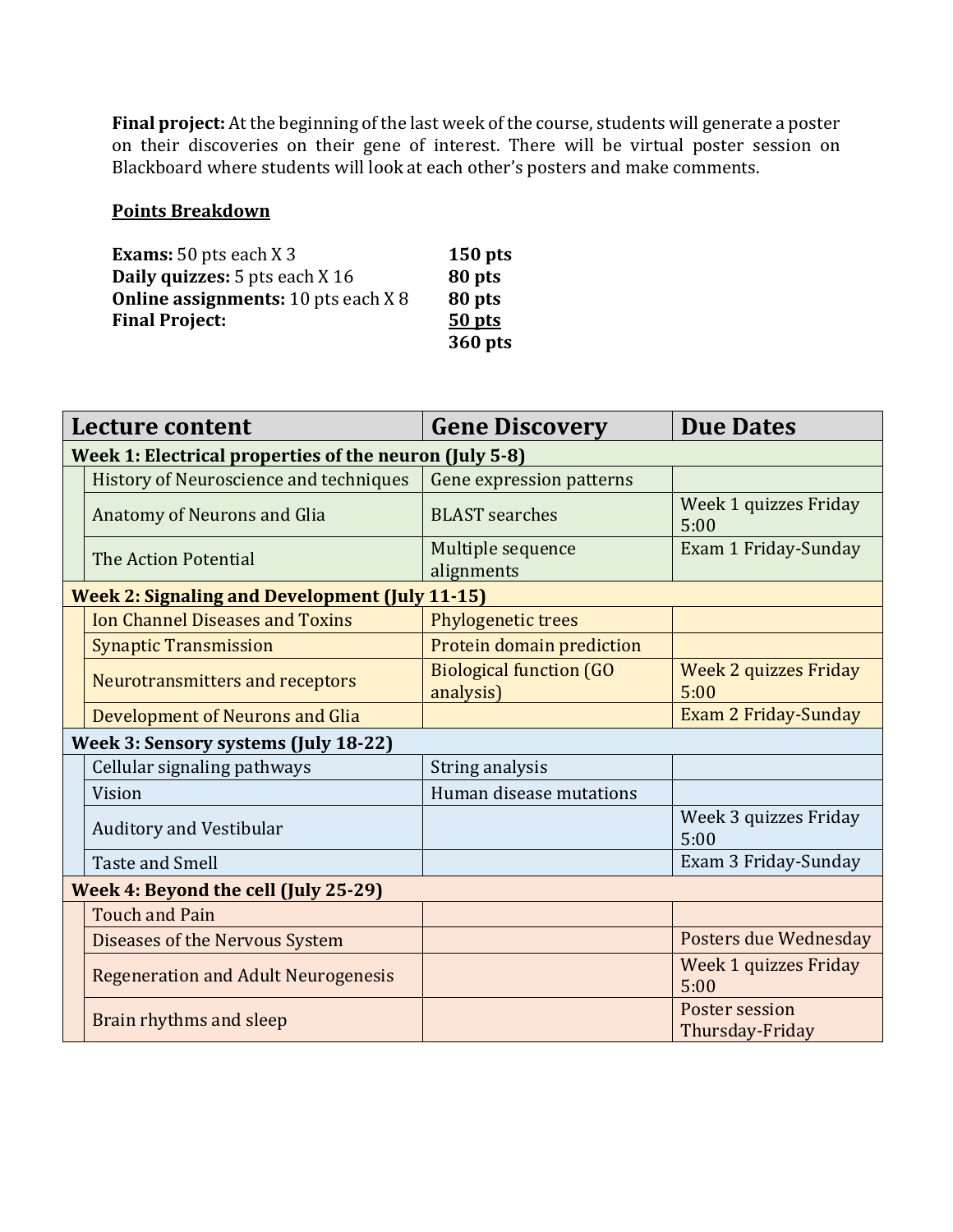**Final project:** At the beginning of the last week of the course, students will generate a poster on their discoveries on their gene of interest. There will be virtual poster session on Blackboard where students will look at each other's posters and make comments.

**Points Breakdown**

| | |
|---|---|
| **Exams:** 50 pts each X 3 | **150 pts** |
| **Daily quizzes:** 5 pts each X 16 | **80 pts** |
| **Online assignments:** 10 pts each X 8 | **80 pts** |
| **Final Project:** | **50 pts** |
| | **360 pts** |

| Lecture content | Gene Discovery | Due Dates |
|---|---|---|
| **Week 1: Electrical properties of the neuron (July 5-8)** | | |
| History of Neuroscience and techniques | Gene expression patterns | |
| Anatomy of Neurons and Glia | BLAST searches | Week 1 quizzes Friday 5:00 |
| The Action Potential | Multiple sequence alignments | Exam 1 Friday-Sunday |
| **Week 2: Signaling and Development (July 11-15)** | | |
| Ion Channel Diseases and Toxins | Phylogenetic trees | |
| Synaptic Transmission | Protein domain prediction | |
| Neurotransmitters and receptors | Biological function (GO analysis) | Week 2 quizzes Friday 5:00 |
| Development of Neurons and Glia | | Exam 2 Friday-Sunday |
| **Week 3: Sensory systems (July 18-22)** | | |
| Cellular signaling pathways | String analysis | |
| Vision | Human disease mutations | |
| Auditory and Vestibular | | Week 3 quizzes Friday 5:00 |
| Taste and Smell | | Exam 3 Friday-Sunday |
| **Week 4: Beyond the cell (July 25-29)** | | |
| Touch and Pain | | |
| Diseases of the Nervous System | | Posters due Wednesday |
| Regeneration and Adult Neurogenesis | | Week 1 quizzes Friday 5:00 |
| Brain rhythms and sleep | | Poster session Thursday-Friday |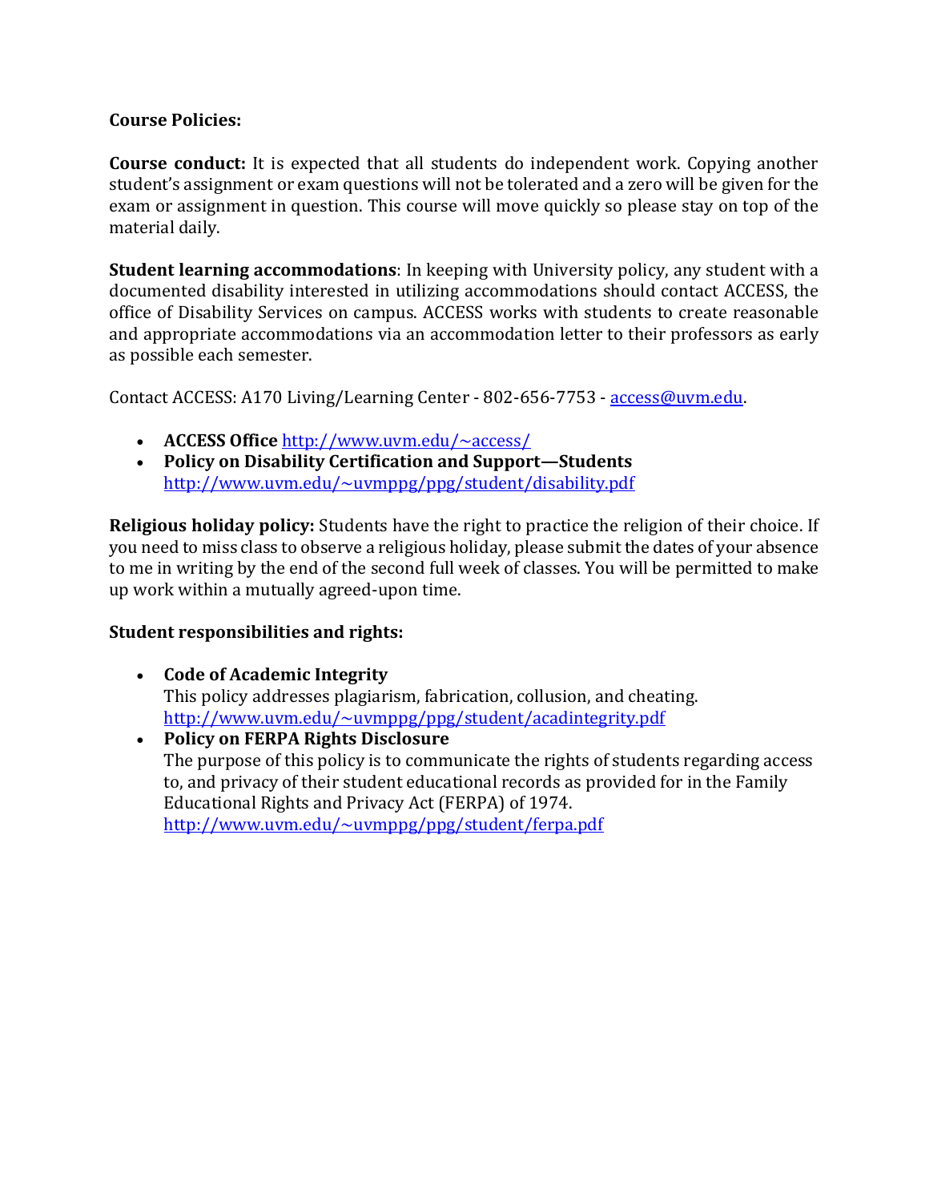**Course Policies:**

**Course conduct:** It is expected that all students do independent work. Copying another student's assignment or exam questions will not be tolerated and a zero will be given for the exam or assignment in question. This course will move quickly so please stay on top of the material daily.

**Student learning accommodations**: In keeping with University policy, any student with a documented disability interested in utilizing accommodations should contact ACCESS, the office of Disability Services on campus. ACCESS works with students to create reasonable and appropriate accommodations via an accommodation letter to their professors as early as possible each semester.

Contact ACCESS: A170 Living/Learning Center - 802-656-7753 - access@uvm.edu.

- **ACCESS Office** http://www.uvm.edu/~access/
- **Policy on Disability Certification and Support—Students** http://www.uvm.edu/~uvmppg/ppg/student/disability.pdf

**Religious holiday policy:** Students have the right to practice the religion of their choice. If you need to miss class to observe a religious holiday, please submit the dates of your absence to me in writing by the end of the second full week of classes. You will be permitted to make up work within a mutually agreed-upon time.

**Student responsibilities and rights:**

- **Code of Academic Integrity**
  This policy addresses plagiarism, fabrication, collusion, and cheating.
  http://www.uvm.edu/~uvmppg/ppg/student/acadintegrity.pdf
- **Policy on FERPA Rights Disclosure**
  The purpose of this policy is to communicate the rights of students regarding access to, and privacy of their student educational records as provided for in the Family Educational Rights and Privacy Act (FERPA) of 1974.
  http://www.uvm.edu/~uvmppg/ppg/student/ferpa.pdf